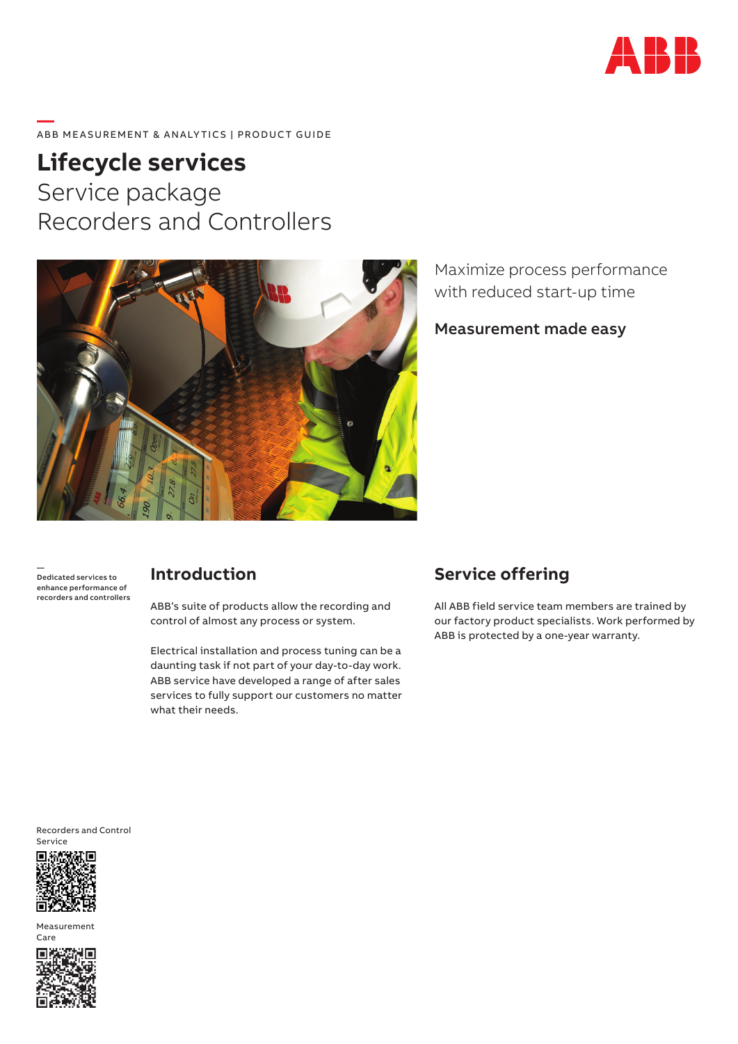ABB MEASUREMENT & ANALYTICS | PRODUCT GUIDE

# Lifecycle services

## Service package
## Recorders and Controllers

Maximize process performance with reduced start-up time

**Measurement made easy**

—
Dedicated services to enhance performance of recorders and controllers

## Introduction

ABB's suite of products allow the recording and control of almost any process or system.

Electrical installation and process tuning can be a daunting task if not part of your day-to-day work. ABB service have developed a range of after sales services to fully support our customers no matter what their needs.

## Service offering

All ABB field service team members are trained by our factory product specialists. Work performed by ABB is protected by a one-year warranty.

Recorders and Control Service

Measurement Care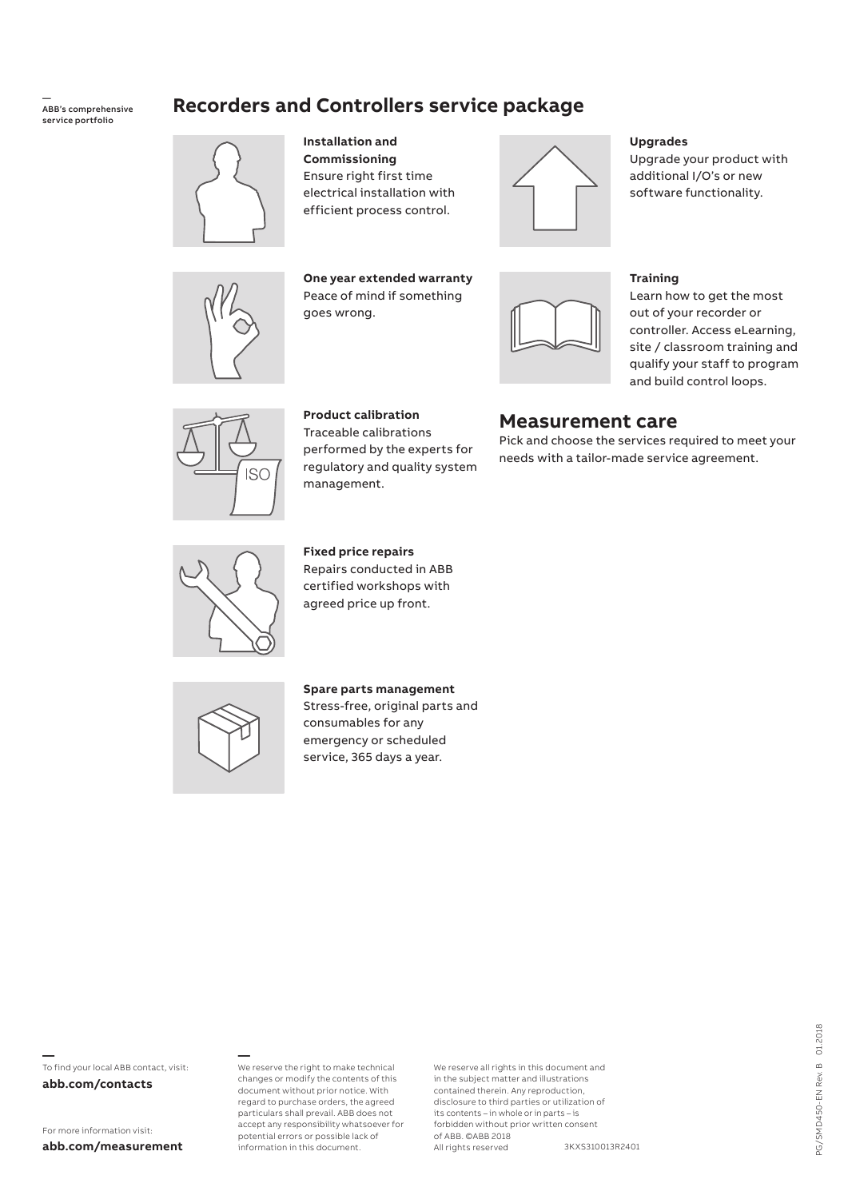ABB's comprehensive service portfolio

# Recorders and Controllers service package

**Installation and Commissioning**
Ensure right first time electrical installation with efficient process control.

**One year extended warranty**
Peace of mind if something goes wrong.

**Product calibration**
Traceable calibrations performed by the experts for regulatory and quality system management.

**Fixed price repairs**
Repairs conducted in ABB certified workshops with agreed price up front.

**Spare parts management**
Stress-free, original parts and consumables for any emergency or scheduled service, 365 days a year.

**Upgrades**
Upgrade your product with additional I/O's or new software functionality.

**Training**
Learn how to get the most out of your recorder or controller. Access eLearning, site / classroom training and qualify your staff to program and build control loops.

## Measurement care

Pick and choose the services required to meet your needs with a tailor-made service agreement.

To find your local ABB contact, visit:
**abb.com/contacts**

For more information visit:
**abb.com/measurement**

We reserve the right to make technical changes or modify the contents of this document without prior notice. With regard to purchase orders, the agreed particulars shall prevail. ABB does not accept any responsibility whatsoever for potential errors or possible lack of information in this document.

We reserve all rights in this document and in the subject matter and illustrations contained therein. Any reproduction, disclosure to third parties or utilization of its contents – in whole or in parts – is forbidden without prior written consent of ABB. ©ABB 2018
All rights reserved

3KXS310013R2401

PG/SMD450-EN Rev. B 01.2018